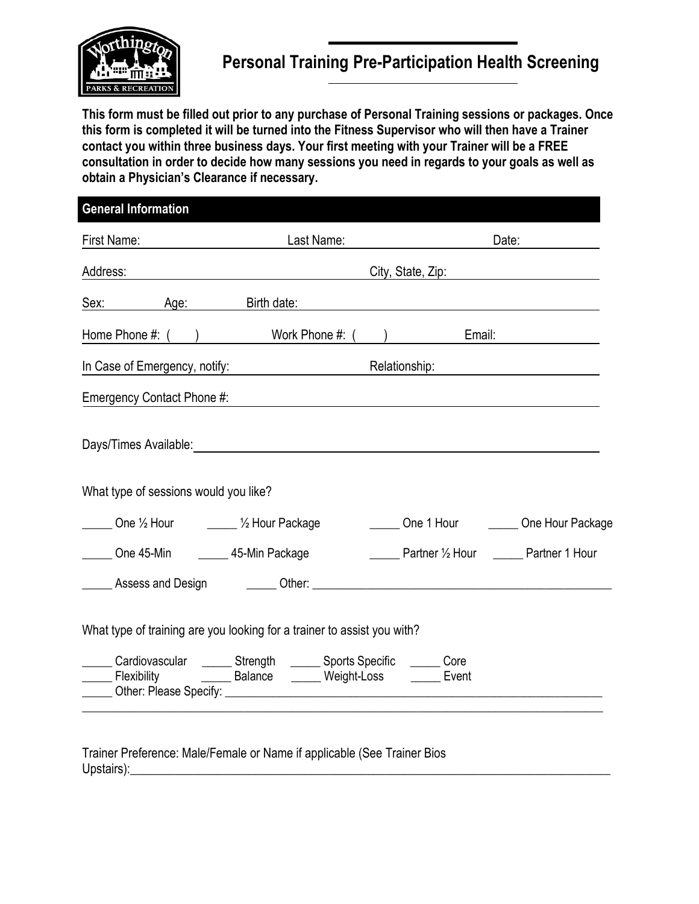# Personal Training Pre-Participation Health Screening

**This form must be filled out prior to any purchase of Personal Training sessions or packages. Once this form is completed it will be turned into the Fitness Supervisor who will then have a Trainer contact you within three business days. Your first meeting with your Trainer will be a FREE consultation in order to decide how many sessions you need in regards to your goals as well as obtain a Physician's Clearance if necessary.**

## General Information

First Name: ____________ Last Name: ____________ Date: ____________

Address: ____________ City, State, Zip: ____________

Sex: ______ Age: ______ Birth date: ____________

Home Phone #: ( ) ____________ Work Phone #: ( ) ____________ Email: ____________

In Case of Emergency, notify: ____________ Relationship: ____________

Emergency Contact Phone #: ____________

Days/Times Available: ____________

What type of sessions would you like?

_____ One ½ Hour _____ ½ Hour Package _____ One 1 Hour _____ One Hour Package

_____ One 45-Min _____ 45-Min Package _____ Partner ½ Hour _____ Partner 1 Hour

_____ Assess and Design _____ Other: ___________________________________________

What type of training are you looking for a trainer to assist you with?

_____ Cardiovascular _____ Strength _____ Sports Specific _____ Core
_____ Flexibility _____ Balance _____ Weight-Loss _____ Event
_____ Other: Please Specify: ___________________________________________

___________________________________________

Trainer Preference: Male/Female or Name if applicable (See Trainer Bios Upstairs):___________________________________________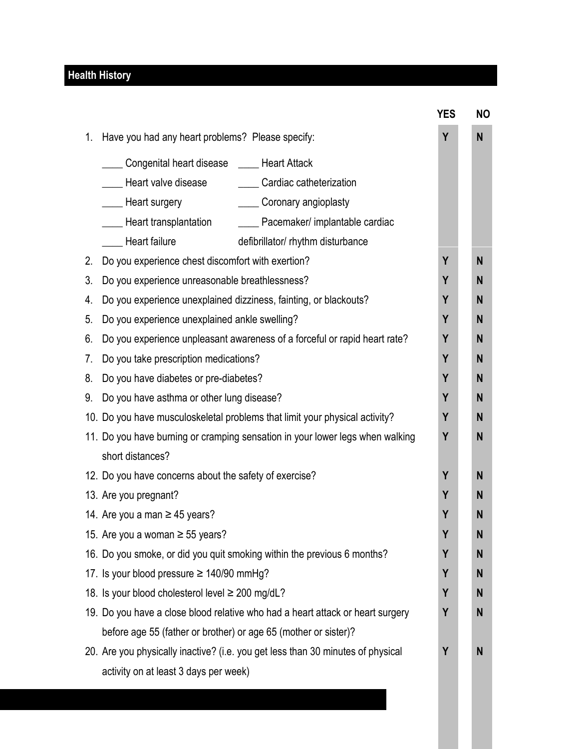## Health History

| | YES | NO |
|---|---|---|
| 1. Have you had any heart problems? Please specify: | Y | N |
| ____ Congenital heart disease ____ Heart Attack<br>____ Heart valve disease ____ Cardiac catheterization<br>____ Heart surgery ____ Coronary angioplasty<br>____ Heart transplantation ____ Pacemaker/ implantable cardiac defibrillator/ rhythm disturbance<br>____ Heart failure | | |
| 2. Do you experience chest discomfort with exertion? | Y | N |
| 3. Do you experience unreasonable breathlessness? | Y | N |
| 4. Do you experience unexplained dizziness, fainting, or blackouts? | Y | N |
| 5. Do you experience unexplained ankle swelling? | Y | N |
| 6. Do you experience unpleasant awareness of a forceful or rapid heart rate? | Y | N |
| 7. Do you take prescription medications? | Y | N |
| 8. Do you have diabetes or pre-diabetes? | Y | N |
| 9. Do you have asthma or other lung disease? | Y | N |
| 10. Do you have musculoskeletal problems that limit your physical activity? | Y | N |
| 11. Do you have burning or cramping sensation in your lower legs when walking short distances? | Y | N |
| 12. Do you have concerns about the safety of exercise? | Y | N |
| 13. Are you pregnant? | Y | N |
| 14. Are you a man ≥ 45 years? | Y | N |
| 15. Are you a woman ≥ 55 years? | Y | N |
| 16. Do you smoke, or did you quit smoking within the previous 6 months? | Y | N |
| 17. Is your blood pressure ≥ 140/90 mmHg? | Y | N |
| 18. Is your blood cholesterol level ≥ 200 mg/dL? | Y | N |
| 19. Do you have a close blood relative who had a heart attack or heart surgery before age 55 (father or brother) or age 65 (mother or sister)? | Y | N |
| 20. Are you physically inactive? (i.e. you get less than 30 minutes of physical activity on at least 3 days per week) | Y | N |